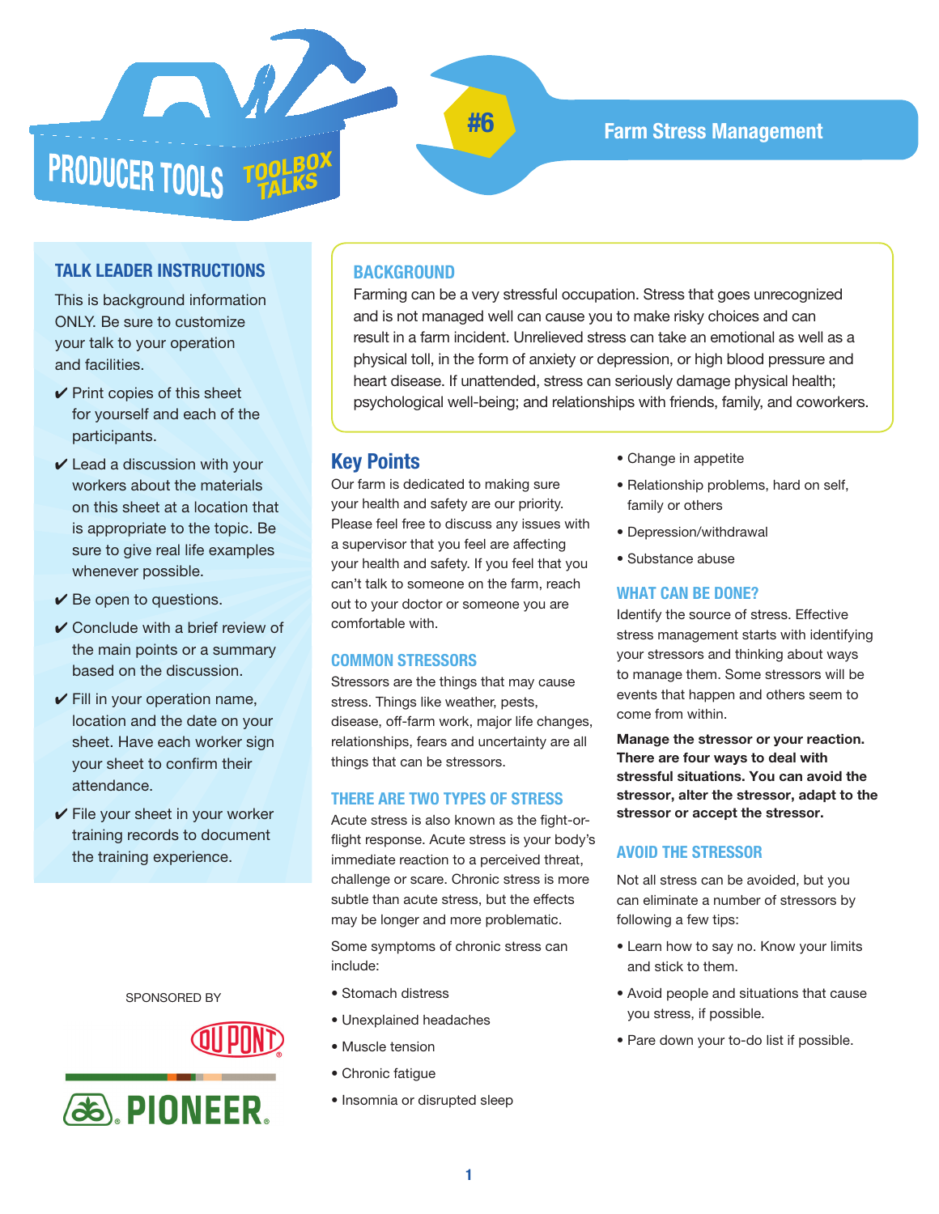# PRODUCER TOOLS TOOLBOX TALKS

## #6 Farm Stress Management

### TALK LEADER INSTRUCTIONS

This is background information ONLY. Be sure to customize your talk to your operation and facilities.

- ✔ Print copies of this sheet for yourself and each of the participants.
- ✔ Lead a discussion with your workers about the materials on this sheet at a location that is appropriate to the topic. Be sure to give real life examples whenever possible.
- ✔ Be open to questions.
- ✔ Conclude with a brief review of the main points or a summary based on the discussion.
- ✔ Fill in your operation name, location and the date on your sheet. Have each worker sign your sheet to confirm their attendance.
- ✔ File your sheet in your worker training records to document the training experience.

SPONSORED BY

DUPONT PIONEER

### BACKGROUND

Farming can be a very stressful occupation. Stress that goes unrecognized and is not managed well can cause you to make risky choices and can result in a farm incident. Unrelieved stress can take an emotional as well as a physical toll, in the form of anxiety or depression, or high blood pressure and heart disease. If unattended, stress can seriously damage physical health; psychological well-being; and relationships with friends, family, and coworkers.

## Key Points

Our farm is dedicated to making sure your health and safety are our priority. Please feel free to discuss any issues with a supervisor that you feel are affecting your health and safety. If you feel that you can't talk to someone on the farm, reach out to your doctor or someone you are comfortable with.

### COMMON STRESSORS

Stressors are the things that may cause stress. Things like weather, pests, disease, off-farm work, major life changes, relationships, fears and uncertainty are all things that can be stressors.

### THERE ARE TWO TYPES OF STRESS

Acute stress is also known as the fight-or-flight response. Acute stress is your body's immediate reaction to a perceived threat, challenge or scare. Chronic stress is more subtle than acute stress, but the effects may be longer and more problematic.

Some symptoms of chronic stress can include:

- Stomach distress
- Unexplained headaches
- Muscle tension
- Chronic fatigue
- Insomnia or disrupted sleep
- Change in appetite
- Relationship problems, hard on self, family or others
- Depression/withdrawal
- Substance abuse

### WHAT CAN BE DONE?

Identify the source of stress. Effective stress management starts with identifying your stressors and thinking about ways to manage them. Some stressors will be events that happen and others seem to come from within.

**Manage the stressor or your reaction. There are four ways to deal with stressful situations. You can avoid the stressor, alter the stressor, adapt to the stressor or accept the stressor.**

### AVOID THE STRESSOR

Not all stress can be avoided, but you can eliminate a number of stressors by following a few tips:

- Learn how to say no. Know your limits and stick to them.
- Avoid people and situations that cause you stress, if possible.
- Pare down your to-do list if possible.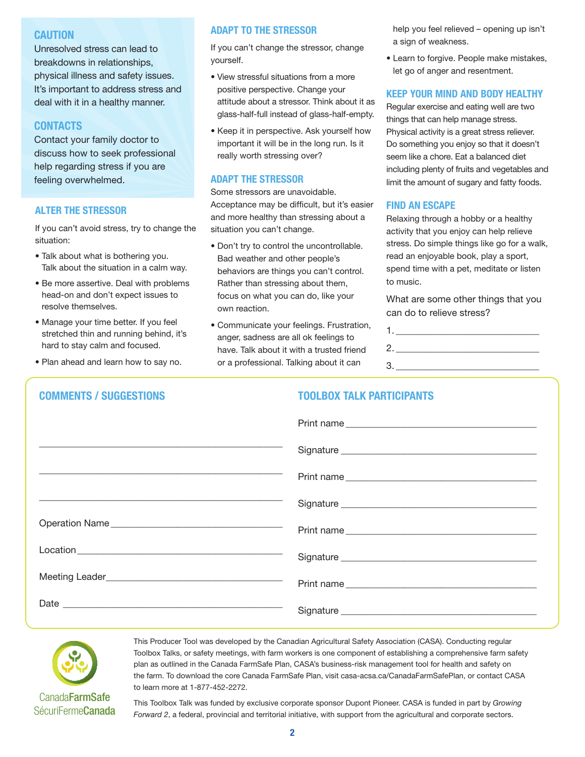## CAUTION

Unresolved stress can lead to breakdowns in relationships, physical illness and safety issues. It's important to address stress and deal with it in a healthy manner.

## CONTACTS

Contact your family doctor to discuss how to seek professional help regarding stress if you are feeling overwhelmed.

## ALTER THE STRESSOR

If you can't avoid stress, try to change the situation:

- Talk about what is bothering you. Talk about the situation in a calm way.
- Be more assertive. Deal with problems head-on and don't expect issues to resolve themselves.
- Manage your time better. If you feel stretched thin and running behind, it's hard to stay calm and focused.
- Plan ahead and learn how to say no.

## ADAPT TO THE STRESSOR

If you can't change the stressor, change yourself.

- View stressful situations from a more positive perspective. Change your attitude about a stressor. Think about it as glass-half-full instead of glass-half-empty.
- Keep it in perspective. Ask yourself how important it will be in the long run. Is it really worth stressing over?

## ADAPT THE STRESSOR

Some stressors are unavoidable. Acceptance may be difficult, but it's easier and more healthy than stressing about a situation you can't change.

- Don't try to control the uncontrollable. Bad weather and other people's behaviors are things you can't control. Rather than stressing about them, focus on what you can do, like your own reaction.
- Communicate your feelings. Frustration, anger, sadness are all ok feelings to have. Talk about it with a trusted friend or a professional. Talking about it can help you feel relieved – opening up isn't a sign of weakness.
- Learn to forgive. People make mistakes, let go of anger and resentment.

## KEEP YOUR MIND AND BODY HEALTHY

Regular exercise and eating well are two things that can help manage stress. Physical activity is a great stress reliever. Do something you enjoy so that it doesn't seem like a chore. Eat a balanced diet including plenty of fruits and vegetables and limit the amount of sugary and fatty foods.

## FIND AN ESCAPE

Relaxing through a hobby or a healthy activity that you enjoy can help relieve stress. Do simple things like go for a walk, read an enjoyable book, play a sport, spend time with a pet, meditate or listen to music.

What are some other things that you can do to relieve stress?

1. ______________________________
2. ______________________________
3. ______________________________

## COMMENTS / SUGGESTIONS

______________________________________________

______________________________________________

______________________________________________

Operation Name ______________________________

Location ____________________________________

Meeting Leader ______________________________

Date _______________________________________

## TOOLBOX TALK PARTICIPANTS

Print name __________________________________

Signature ___________________________________

Print name __________________________________

Signature ___________________________________

Print name __________________________________

Signature ___________________________________

Print name __________________________________

Signature ___________________________________

CanadaFarmSafe
SécuriFermeCanada

This Producer Tool was developed by the Canadian Agricultural Safety Association (CASA). Conducting regular Toolbox Talks, or safety meetings, with farm workers is one component of establishing a comprehensive farm safety plan as outlined in the Canada FarmSafe Plan, CASA's business-risk management tool for health and safety on the farm. To download the core Canada FarmSafe Plan, visit casa-acsa.ca/CanadaFarmSafePlan, or contact CASA to learn more at 1-877-452-2272.

This Toolbox Talk was funded by exclusive corporate sponsor Dupont Pioneer. CASA is funded in part by *Growing Forward 2*, a federal, provincial and territorial initiative, with support from the agricultural and corporate sectors.